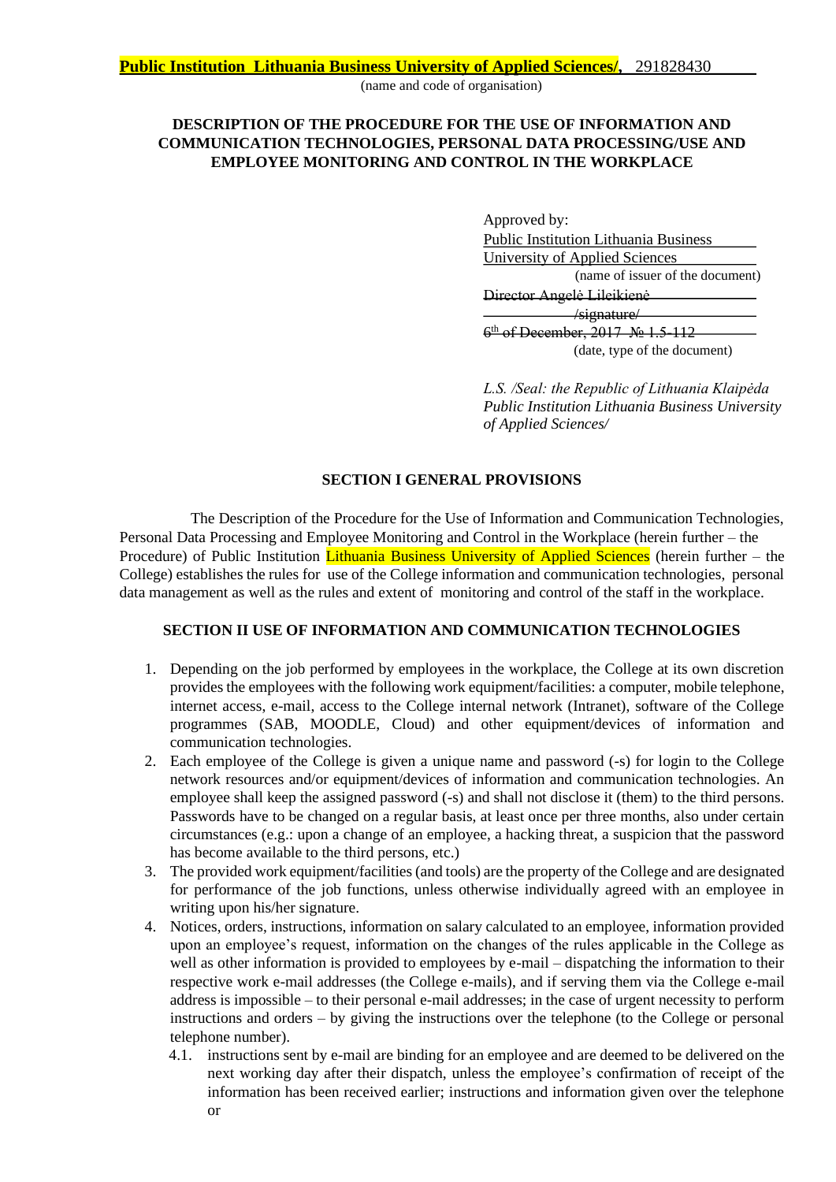**Public Institution Lithuania Business University of Applied Sciences/,** 291828430

(name and code of organisation)

**DESCRIPTION OF THE PROCEDURE FOR THE USE OF INFORMATION AND COMMUNICATION TECHNOLOGIES, PERSONAL DATA PROCESSING/USE AND EMPLOYEE MONITORING AND CONTROL IN THE WORKPLACE**

Approved by:
Public Institution Lithuania Business University of Applied Sciences
(name of issuer of the document)
~~Director Angelė Lileikienė~~
~~/signature/~~
~~6th of December, 2017 № 1.5-112~~
(date, type of the document)

*L.S. /Seal: the Republic of Lithuania Klaipėda Public Institution Lithuania Business University of Applied Sciences/*

## SECTION I GENERAL PROVISIONS

The Description of the Procedure for the Use of Information and Communication Technologies, Personal Data Processing and Employee Monitoring and Control in the Workplace (herein further – the Procedure) of Public Institution Lithuania Business University of Applied Sciences (herein further – the College) establishes the rules for use of the College information and communication technologies, personal data management as well as the rules and extent of monitoring and control of the staff in the workplace.

## SECTION II USE OF INFORMATION AND COMMUNICATION TECHNOLOGIES

1. Depending on the job performed by employees in the workplace, the College at its own discretion provides the employees with the following work equipment/facilities: a computer, mobile telephone, internet access, e-mail, access to the College internal network (Intranet), software of the College programmes (SAB, MOODLE, Cloud) and other equipment/devices of information and communication technologies.
2. Each employee of the College is given a unique name and password (-s) for login to the College network resources and/or equipment/devices of information and communication technologies. An employee shall keep the assigned password (-s) and shall not disclose it (them) to the third persons. Passwords have to be changed on a regular basis, at least once per three months, also under certain circumstances (e.g.: upon a change of an employee, a hacking threat, a suspicion that the password has become available to the third persons, etc.)
3. The provided work equipment/facilities (and tools) are the property of the College and are designated for performance of the job functions, unless otherwise individually agreed with an employee in writing upon his/her signature.
4. Notices, orders, instructions, information on salary calculated to an employee, information provided upon an employee's request, information on the changes of the rules applicable in the College as well as other information is provided to employees by e-mail – dispatching the information to their respective work e-mail addresses (the College e-mails), and if serving them via the College e-mail address is impossible – to their personal e-mail addresses; in the case of urgent necessity to perform instructions and orders – by giving the instructions over the telephone (to the College or personal telephone number).
   4.1. instructions sent by e-mail are binding for an employee and are deemed to be delivered on the next working day after their dispatch, unless the employee's confirmation of receipt of the information has been received earlier; instructions and information given over the telephone or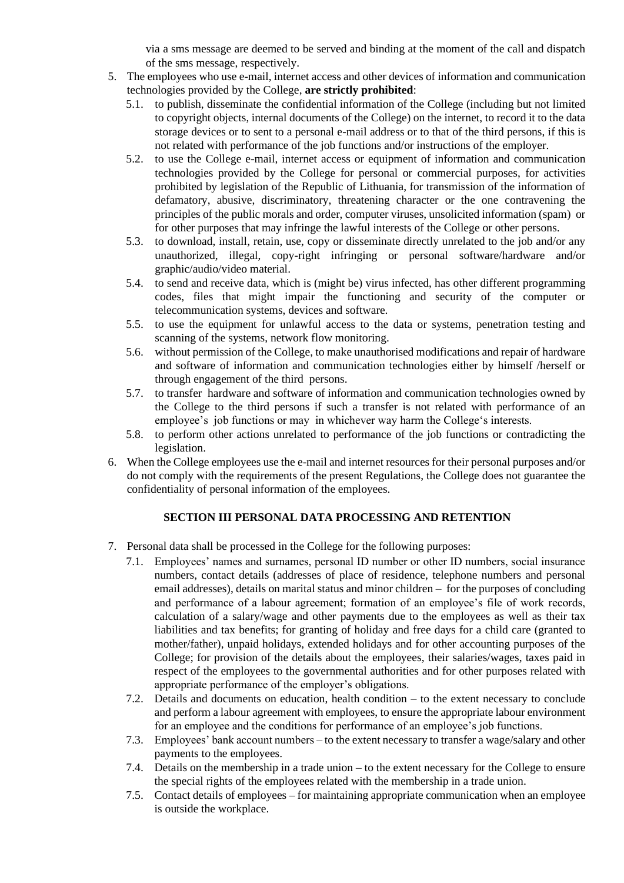via a sms message are deemed to be served and binding at the moment of the call and dispatch of the sms message, respectively.

5. The employees who use e-mail, internet access and other devices of information and communication technologies provided by the College, **are strictly prohibited**:
   5.1. to publish, disseminate the confidential information of the College (including but not limited to copyright objects, internal documents of the College) on the internet, to record it to the data storage devices or to sent to a personal e-mail address or to that of the third persons, if this is not related with performance of the job functions and/or instructions of the employer.
   5.2. to use the College e-mail, internet access or equipment of information and communication technologies provided by the College for personal or commercial purposes, for activities prohibited by legislation of the Republic of Lithuania, for transmission of the information of defamatory, abusive, discriminatory, threatening character or the one contravening the principles of the public morals and order, computer viruses, unsolicited information (spam) or for other purposes that may infringe the lawful interests of the College or other persons.
   5.3. to download, install, retain, use, copy or disseminate directly unrelated to the job and/or any unauthorized, illegal, copy-right infringing or personal software/hardware and/or graphic/audio/video material.
   5.4. to send and receive data, which is (might be) virus infected, has other different programming codes, files that might impair the functioning and security of the computer or telecommunication systems, devices and software.
   5.5. to use the equipment for unlawful access to the data or systems, penetration testing and scanning of the systems, network flow monitoring.
   5.6. without permission of the College, to make unauthorised modifications and repair of hardware and software of information and communication technologies either by himself /herself or through engagement of the third persons.
   5.7. to transfer hardware and software of information and communication technologies owned by the College to the third persons if such a transfer is not related with performance of an employee's job functions or may in whichever way harm the College's interests.
   5.8. to perform other actions unrelated to performance of the job functions or contradicting the legislation.
6. When the College employees use the e-mail and internet resources for their personal purposes and/or do not comply with the requirements of the present Regulations, the College does not guarantee the confidentiality of personal information of the employees.

## SECTION III PERSONAL DATA PROCESSING AND RETENTION

7. Personal data shall be processed in the College for the following purposes:
   7.1. Employees' names and surnames, personal ID number or other ID numbers, social insurance numbers, contact details (addresses of place of residence, telephone numbers and personal email addresses), details on marital status and minor children – for the purposes of concluding and performance of a labour agreement; formation of an employee's file of work records, calculation of a salary/wage and other payments due to the employees as well as their tax liabilities and tax benefits; for granting of holiday and free days for a child care (granted to mother/father), unpaid holidays, extended holidays and for other accounting purposes of the College; for provision of the details about the employees, their salaries/wages, taxes paid in respect of the employees to the governmental authorities and for other purposes related with appropriate performance of the employer's obligations.
   7.2. Details and documents on education, health condition – to the extent necessary to conclude and perform a labour agreement with employees, to ensure the appropriate labour environment for an employee and the conditions for performance of an employee's job functions.
   7.3. Employees' bank account numbers – to the extent necessary to transfer a wage/salary and other payments to the employees.
   7.4. Details on the membership in a trade union – to the extent necessary for the College to ensure the special rights of the employees related with the membership in a trade union.
   7.5. Contact details of employees – for maintaining appropriate communication when an employee is outside the workplace.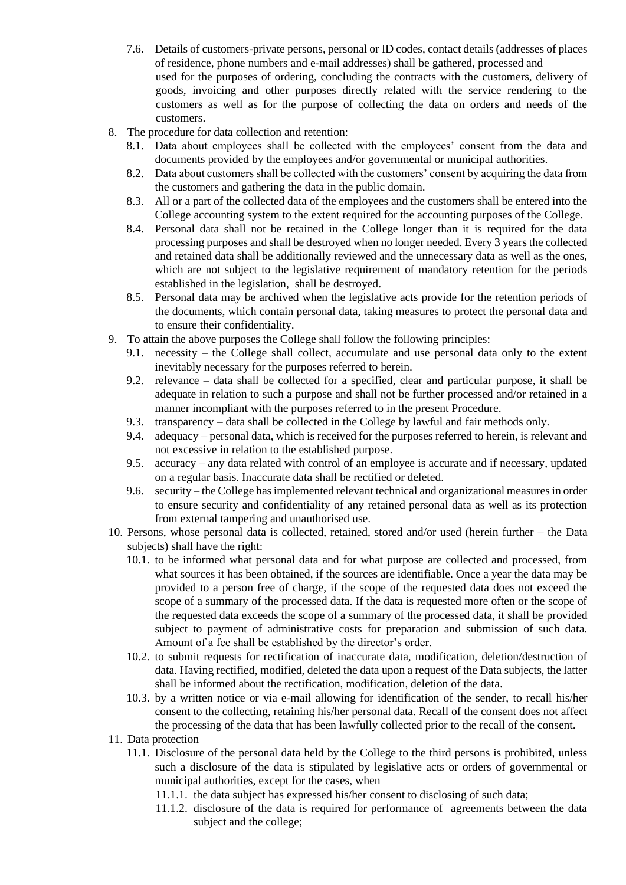7.6. Details of customers-private persons, personal or ID codes, contact details (addresses of places of residence, phone numbers and e-mail addresses) shall be gathered, processed and used for the purposes of ordering, concluding the contracts with the customers, delivery of goods, invoicing and other purposes directly related with the service rendering to the customers as well as for the purpose of collecting the data on orders and needs of the customers.

8. The procedure for data collection and retention:
   8.1. Data about employees shall be collected with the employees' consent from the data and documents provided by the employees and/or governmental or municipal authorities.
   8.2. Data about customers shall be collected with the customers' consent by acquiring the data from the customers and gathering the data in the public domain.
   8.3. All or a part of the collected data of the employees and the customers shall be entered into the College accounting system to the extent required for the accounting purposes of the College.
   8.4. Personal data shall not be retained in the College longer than it is required for the data processing purposes and shall be destroyed when no longer needed. Every 3 years the collected and retained data shall be additionally reviewed and the unnecessary data as well as the ones, which are not subject to the legislative requirement of mandatory retention for the periods established in the legislation, shall be destroyed.
   8.5. Personal data may be archived when the legislative acts provide for the retention periods of the documents, which contain personal data, taking measures to protect the personal data and to ensure their confidentiality.

9. To attain the above purposes the College shall follow the following principles:
   9.1. necessity – the College shall collect, accumulate and use personal data only to the extent inevitably necessary for the purposes referred to herein.
   9.2. relevance – data shall be collected for a specified, clear and particular purpose, it shall be adequate in relation to such a purpose and shall not be further processed and/or retained in a manner incompliant with the purposes referred to in the present Procedure.
   9.3. transparency – data shall be collected in the College by lawful and fair methods only.
   9.4. adequacy – personal data, which is received for the purposes referred to herein, is relevant and not excessive in relation to the established purpose.
   9.5. accuracy – any data related with control of an employee is accurate and if necessary, updated on a regular basis. Inaccurate data shall be rectified or deleted.
   9.6. security – the College has implemented relevant technical and organizational measures in order to ensure security and confidentiality of any retained personal data as well as its protection from external tampering and unauthorised use.

10. Persons, whose personal data is collected, retained, stored and/or used (herein further – the Data subjects) shall have the right:
    10.1. to be informed what personal data and for what purpose are collected and processed, from what sources it has been obtained, if the sources are identifiable. Once a year the data may be provided to a person free of charge, if the scope of the requested data does not exceed the scope of a summary of the processed data. If the data is requested more often or the scope of the requested data exceeds the scope of a summary of the processed data, it shall be provided subject to payment of administrative costs for preparation and submission of such data. Amount of a fee shall be established by the director's order.
    10.2. to submit requests for rectification of inaccurate data, modification, deletion/destruction of data. Having rectified, modified, deleted the data upon a request of the Data subjects, the latter shall be informed about the rectification, modification, deletion of the data.
    10.3. by a written notice or via e-mail allowing for identification of the sender, to recall his/her consent to the collecting, retaining his/her personal data. Recall of the consent does not affect the processing of the data that has been lawfully collected prior to the recall of the consent.

11. Data protection
    11.1. Disclosure of the personal data held by the College to the third persons is prohibited, unless such a disclosure of the data is stipulated by legislative acts or orders of governmental or municipal authorities, except for the cases, when
        11.1.1. the data subject has expressed his/her consent to disclosing of such data;
        11.1.2. disclosure of the data is required for performance of agreements between the data subject and the college;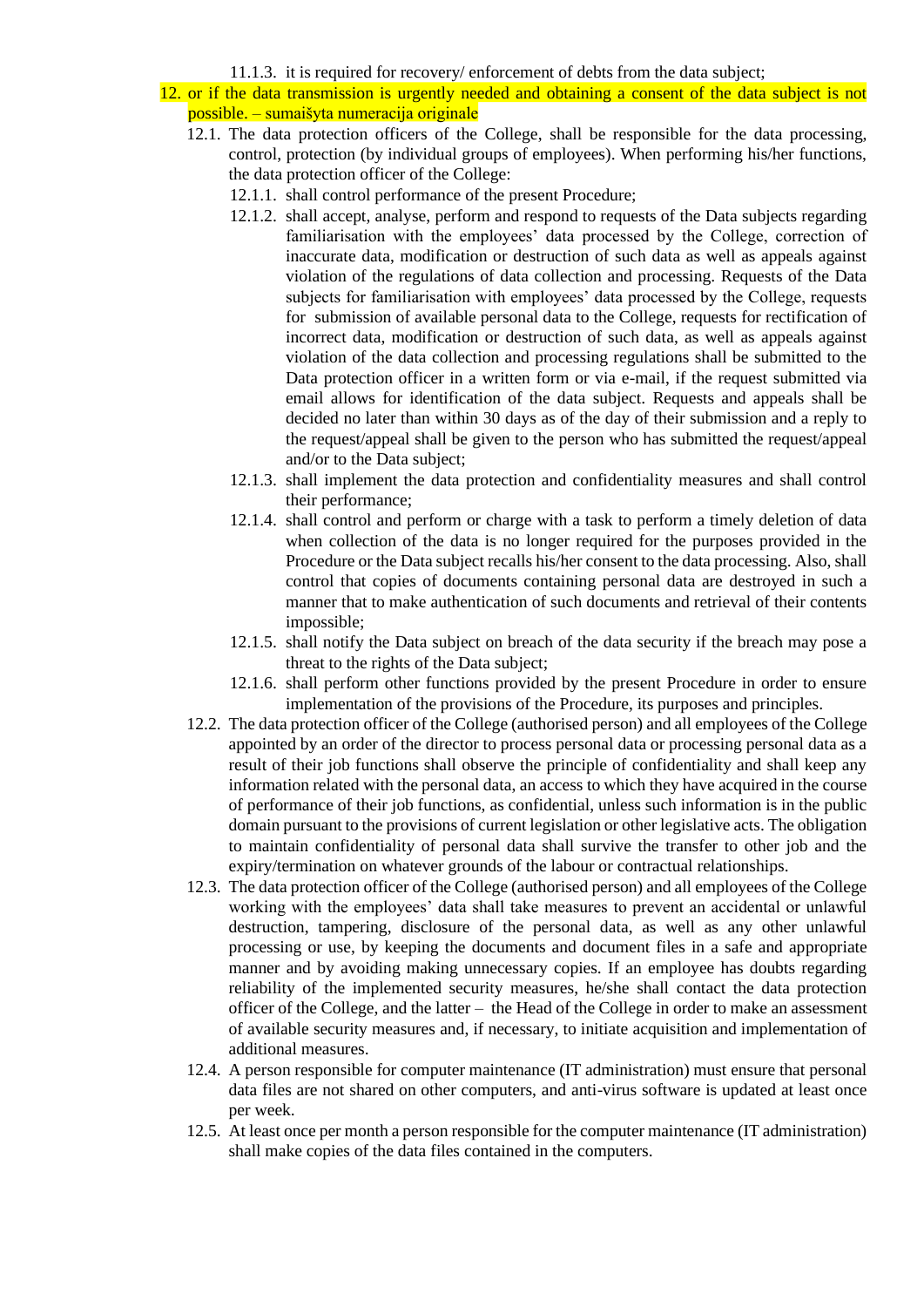11.1.3. it is required for recovery/ enforcement of debts from the data subject;

12. or if the data transmission is urgently needed and obtaining a consent of the data subject is not possible. – sumaišyta numeracija originale

12.1. The data protection officers of the College, shall be responsible for the data processing, control, protection (by individual groups of employees). When performing his/her functions, the data protection officer of the College:

12.1.1. shall control performance of the present Procedure;

12.1.2. shall accept, analyse, perform and respond to requests of the Data subjects regarding familiarisation with the employees' data processed by the College, correction of inaccurate data, modification or destruction of such data as well as appeals against violation of the regulations of data collection and processing. Requests of the Data subjects for familiarisation with employees' data processed by the College, requests for submission of available personal data to the College, requests for rectification of incorrect data, modification or destruction of such data, as well as appeals against violation of the data collection and processing regulations shall be submitted to the Data protection officer in a written form or via e-mail, if the request submitted via email allows for identification of the data subject. Requests and appeals shall be decided no later than within 30 days as of the day of their submission and a reply to the request/appeal shall be given to the person who has submitted the request/appeal and/or to the Data subject;

12.1.3. shall implement the data protection and confidentiality measures and shall control their performance;

12.1.4. shall control and perform or charge with a task to perform a timely deletion of data when collection of the data is no longer required for the purposes provided in the Procedure or the Data subject recalls his/her consent to the data processing. Also, shall control that copies of documents containing personal data are destroyed in such a manner that to make authentication of such documents and retrieval of their contents impossible;

12.1.5. shall notify the Data subject on breach of the data security if the breach may pose a threat to the rights of the Data subject;

12.1.6. shall perform other functions provided by the present Procedure in order to ensure implementation of the provisions of the Procedure, its purposes and principles.

12.2. The data protection officer of the College (authorised person) and all employees of the College appointed by an order of the director to process personal data or processing personal data as a result of their job functions shall observe the principle of confidentiality and shall keep any information related with the personal data, an access to which they have acquired in the course of performance of their job functions, as confidential, unless such information is in the public domain pursuant to the provisions of current legislation or other legislative acts. The obligation to maintain confidentiality of personal data shall survive the transfer to other job and the expiry/termination on whatever grounds of the labour or contractual relationships.

12.3. The data protection officer of the College (authorised person) and all employees of the College working with the employees' data shall take measures to prevent an accidental or unlawful destruction, tampering, disclosure of the personal data, as well as any other unlawful processing or use, by keeping the documents and document files in a safe and appropriate manner and by avoiding making unnecessary copies. If an employee has doubts regarding reliability of the implemented security measures, he/she shall contact the data protection officer of the College, and the latter – the Head of the College in order to make an assessment of available security measures and, if necessary, to initiate acquisition and implementation of additional measures.

12.4. A person responsible for computer maintenance (IT administration) must ensure that personal data files are not shared on other computers, and anti-virus software is updated at least once per week.

12.5. At least once per month a person responsible for the computer maintenance (IT administration) shall make copies of the data files contained in the computers.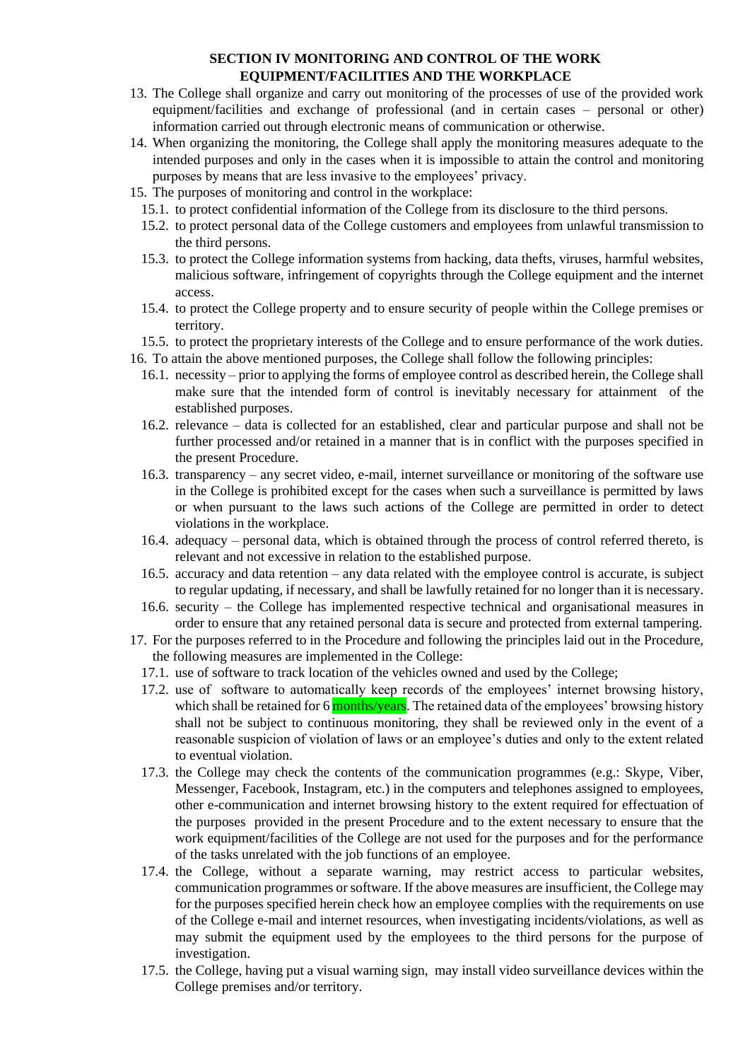# SECTION IV MONITORING AND CONTROL OF THE WORK EQUIPMENT/FACILITIES AND THE WORKPLACE

13. The College shall organize and carry out monitoring of the processes of use of the provided work equipment/facilities and exchange of professional (and in certain cases – personal or other) information carried out through electronic means of communication or otherwise.
14. When organizing the monitoring, the College shall apply the monitoring measures adequate to the intended purposes and only in the cases when it is impossible to attain the control and monitoring purposes by means that are less invasive to the employees' privacy.
15. The purposes of monitoring and control in the workplace:
    - 15.1. to protect confidential information of the College from its disclosure to the third persons.
    - 15.2. to protect personal data of the College customers and employees from unlawful transmission to the third persons.
    - 15.3. to protect the College information systems from hacking, data thefts, viruses, harmful websites, malicious software, infringement of copyrights through the College equipment and the internet access.
    - 15.4. to protect the College property and to ensure security of people within the College premises or territory.
    - 15.5. to protect the proprietary interests of the College and to ensure performance of the work duties.
16. To attain the above mentioned purposes, the College shall follow the following principles:
    - 16.1. necessity – prior to applying the forms of employee control as described herein, the College shall make sure that the intended form of control is inevitably necessary for attainment of the established purposes.
    - 16.2. relevance – data is collected for an established, clear and particular purpose and shall not be further processed and/or retained in a manner that is in conflict with the purposes specified in the present Procedure.
    - 16.3. transparency – any secret video, e-mail, internet surveillance or monitoring of the software use in the College is prohibited except for the cases when such a surveillance is permitted by laws or when pursuant to the laws such actions of the College are permitted in order to detect violations in the workplace.
    - 16.4. adequacy – personal data, which is obtained through the process of control referred thereto, is relevant and not excessive in relation to the established purpose.
    - 16.5. accuracy and data retention – any data related with the employee control is accurate, is subject to regular updating, if necessary, and shall be lawfully retained for no longer than it is necessary.
    - 16.6. security – the College has implemented respective technical and organisational measures in order to ensure that any retained personal data is secure and protected from external tampering.
17. For the purposes referred to in the Procedure and following the principles laid out in the Procedure, the following measures are implemented in the College:
    - 17.1. use of software to track location of the vehicles owned and used by the College;
    - 17.2. use of software to automatically keep records of the employees' internet browsing history, which shall be retained for 6 months/years. The retained data of the employees' browsing history shall not be subject to continuous monitoring, they shall be reviewed only in the event of a reasonable suspicion of violation of laws or an employee's duties and only to the extent related to eventual violation.
    - 17.3. the College may check the contents of the communication programmes (e.g.: Skype, Viber, Messenger, Facebook, Instagram, etc.) in the computers and telephones assigned to employees, other e-communication and internet browsing history to the extent required for effectuation of the purposes provided in the present Procedure and to the extent necessary to ensure that the work equipment/facilities of the College are not used for the purposes and for the performance of the tasks unrelated with the job functions of an employee.
    - 17.4. the College, without a separate warning, may restrict access to particular websites, communication programmes or software. If the above measures are insufficient, the College may for the purposes specified herein check how an employee complies with the requirements on use of the College e-mail and internet resources, when investigating incidents/violations, as well as may submit the equipment used by the employees to the third persons for the purpose of investigation.
    - 17.5. the College, having put a visual warning sign, may install video surveillance devices within the College premises and/or territory.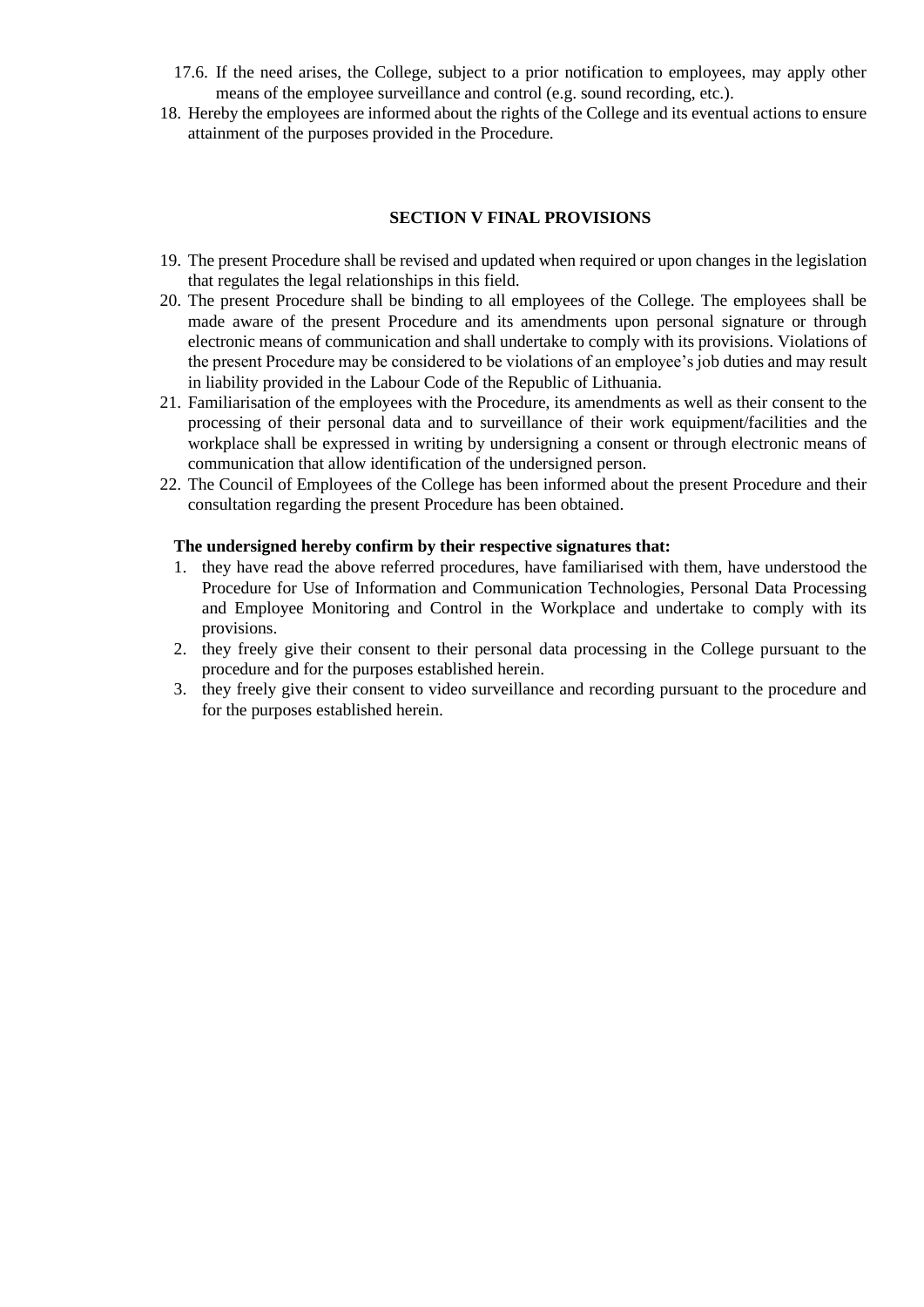17.6. If the need arises, the College, subject to a prior notification to employees, may apply other means of the employee surveillance and control (e.g. sound recording, etc.).

18. Hereby the employees are informed about the rights of the College and its eventual actions to ensure attainment of the purposes provided in the Procedure.

## SECTION V FINAL PROVISIONS

19. The present Procedure shall be revised and updated when required or upon changes in the legislation that regulates the legal relationships in this field.
20. The present Procedure shall be binding to all employees of the College. The employees shall be made aware of the present Procedure and its amendments upon personal signature or through electronic means of communication and shall undertake to comply with its provisions. Violations of the present Procedure may be considered to be violations of an employee's job duties and may result in liability provided in the Labour Code of the Republic of Lithuania.
21. Familiarisation of the employees with the Procedure, its amendments as well as their consent to the processing of their personal data and to surveillance of their work equipment/facilities and the workplace shall be expressed in writing by undersigning a consent or through electronic means of communication that allow identification of the undersigned person.
22. The Council of Employees of the College has been informed about the present Procedure and their consultation regarding the present Procedure has been obtained.

**The undersigned hereby confirm by their respective signatures that:**

1. they have read the above referred procedures, have familiarised with them, have understood the Procedure for Use of Information and Communication Technologies, Personal Data Processing and Employee Monitoring and Control in the Workplace and undertake to comply with its provisions.
2. they freely give their consent to their personal data processing in the College pursuant to the procedure and for the purposes established herein.
3. they freely give their consent to video surveillance and recording pursuant to the procedure and for the purposes established herein.